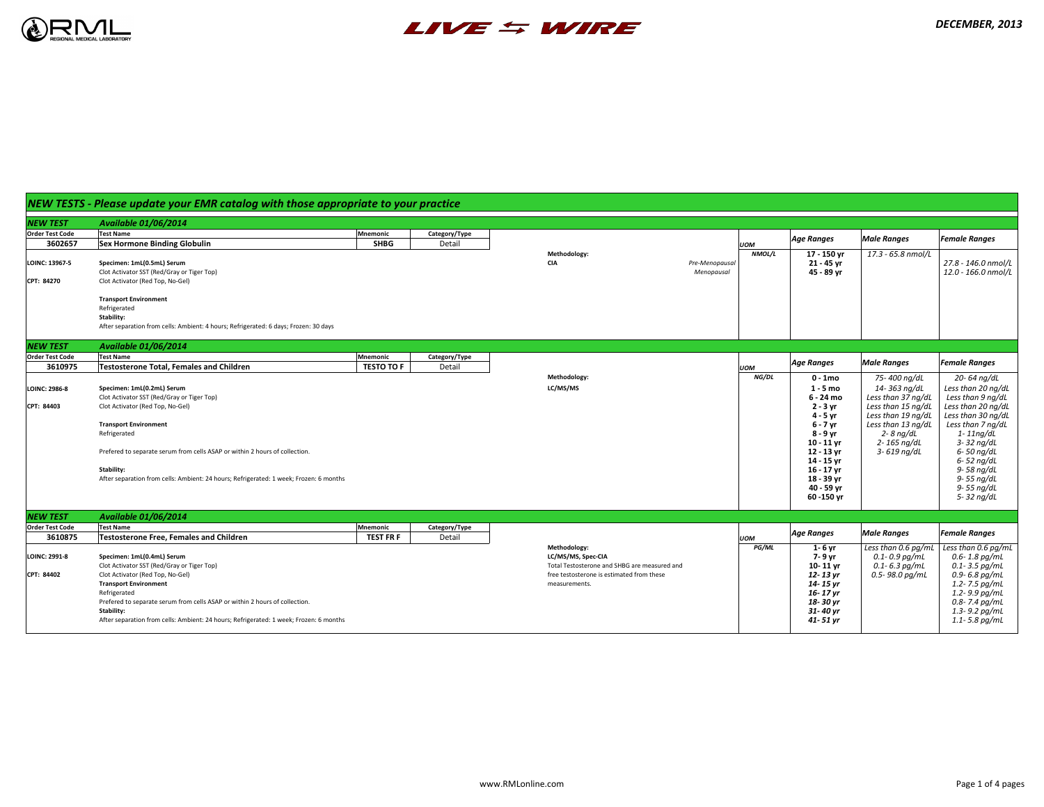RML — LIVE ⇆ WIRE

**DECEMBER, 2013**

## NEW TESTS - Please update your EMR catalog with those appropriate to your practice

### NEW TEST — Available 01/06/2014

| Order Test Code | Test Name | Mnemonic | Category/Type |
|---|---|---|---|
| 3602657 | **Sex Hormone Binding Globulin** | SHBG | Detail |

LOINC: 13967-5

CPT: 84270

Specimen: 1mL(0.5mL) Serum
Clot Activator SST (Red/Gray or Tiger Top)
Clot Activator (Red Top, No-Gel)

**Transport Environment**
Refrigerated

**Stability:**
After separation from cells: Ambient: 4 hours; Refrigerated: 6 days; Frozen: 30 days

**Methodology:** CIA

UOM: NMOL/L

| | Age Ranges | Male Ranges | Female Ranges |
|---|---|---|---|
| | 17 - 150 yr | 17.3 - 65.8 nmol/L | |
| Pre-Menopausal | 21 - 45 yr | | 27.8 - 146.0 nmol/L |
| Menopausal | 45 - 89 yr | | 12.0 - 166.0 nmol/L |

### NEW TEST — Available 01/06/2014

| Order Test Code | Test Name | Mnemonic | Category/Type |
|---|---|---|---|
| 3610975 | **Testosterone Total, Females and Children** | TESTO TO F | Detail |

LOINC: 2986-8

CPT: 84403

Specimen: 1mL(0.2mL) Serum
Clot Activator SST (Red/Gray or Tiger Top)
Clot Activator (Red Top, No-Gel)

**Transport Environment**
Refrigerated

Prefered to separate serum from cells ASAP or within 2 hours of collection.

**Stability:**
After separation from cells: Ambient: 24 hours; Refrigerated: 1 week; Frozen: 6 months

**Methodology:** LC/MS/MS

UOM: NG/DL

| Age Ranges | Male Ranges | Female Ranges |
|---|---|---|
| 0 - 1mo | 75- 400 ng/dL | 20- 64 ng/dL |
| 1 - 5 mo | 14- 363 ng/dL | Less than 20 ng/dL |
| 6 - 24 mo | Less than 37 ng/dL | Less than 9 ng/dL |
| 2 - 3 yr | Less than 15 ng/dL | Less than 20 ng/dL |
| 4 - 5 yr | Less than 19 ng/dL | Less than 30 ng/dL |
| 6 - 7 yr | Less than 13 ng/dL | Less than 7 ng/dL |
| 8 - 9 yr | 2- 8 ng/dL | 1- 11ng/dL |
| 10 - 11 yr | 2- 165 ng/dL | 3- 32 ng/dL |
| 12 - 13 yr | 3- 619 ng/dL | 6- 50 ng/dL |
| 14 - 15 yr | | 6- 52 ng/dL |
| 16 - 17 yr | | 9- 58 ng/dL |
| 18 - 39 yr | | 9- 55 ng/dL |
| 40 - 59 yr | | 9- 55 ng/dL |
| 60 -150 yr | | 5- 32 ng/dL |

### NEW TEST — Available 01/06/2014

| Order Test Code | Test Name | Mnemonic | Category/Type |
|---|---|---|---|
| 3610875 | **Testosterone Free, Females and Children** | TEST FR F | Detail |

LOINC: 2991-8

CPT: 84402

Specimen: 1mL(0.4mL) Serum
Clot Activator SST (Red/Gray or Tiger Top)
Clot Activator (Red Top, No-Gel)

**Transport Environment**
Refrigerated

Prefered to separate serum from cells ASAP or within 2 hours of collection.

**Stability:**
After separation from cells: Ambient: 24 hours; Refrigerated: 1 week; Frozen: 6 months

**Methodology:** LC/MS/MS, Spec-CIA
Total Testosterone and SHBG are measured and free testosterone is estimated from these measurements.

UOM: PG/ML

| Age Ranges | Male Ranges | Female Ranges |
|---|---|---|
| 1- 6 yr | Less than 0.6 pg/mL | Less than 0.6 pg/mL |
| 7- 9 yr | 0.1- 0.9 pg/mL | 0.6- 1.8 pg/mL |
| 10- 11 yr | 0.1- 6.3 pg/mL | 0.1- 3.5 pg/mL |
| 12- 13 yr | 0.5- 98.0 pg/mL | 0.9- 6.8 pg/mL |
| 14- 15 yr | | 1.2- 7.5 pg/mL |
| 16- 17 yr | | 1.2- 9.9 pg/mL |
| 18- 30 yr | | 0.8- 7.4 pg/mL |
| 31- 40 yr | | 1.3- 9.2 pg/mL |
| 41- 51 yr | | 1.1- 5.8 pg/mL |

www.RMLonline.com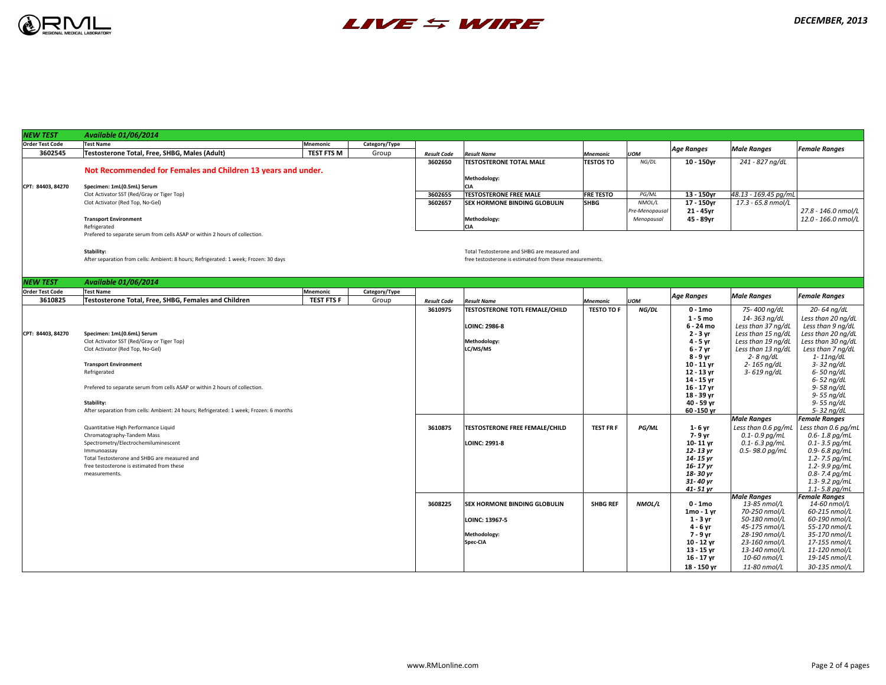## NEW TEST — Available 01/06/2014

| Order Test Code | Test Name | Mnemonic | Category/Type |
|---|---|---|---|
| 3602545 | Testosterone Total, Free, SHBG, Males (Adult) | TEST FTS M | Group |

**Not Recommended for Females and Children 13 years and under.**

CPT: 84403, 84270

**Specimen: 1mL(0.5mL) Serum**
Clot Activator SST (Red/Gray or Tiger Top)
Clot Activator (Red Top, No-Gel)

**Transport Environment**
Refrigerated
Prefered to separate serum from cells ASAP or within 2 hours of collection.

**Stability:**
After separation from cells: Ambient: 8 hours; Refrigerated: 1 week; Frozen: 30 days

| Result Code | Result Name | Mnemonic | UOM | Age Ranges | Male Ranges | Female Ranges |
|---|---|---|---|---|---|---|
| 3602650 | TESTOSTERONE TOTAL MALE<br>Methodology:<br>CIA | TESTOS TO | NG/DL | 10 - 150yr | 241 - 827 ng/dL | |
| 3602655 | TESTOSTERONE FREE MALE | FRE TESTO | PG/ML | 13 - 150yr | 48.13 - 169.45 pg/mL | |
| 3602657 | SEX HORMONE BINDING GLOBULIN<br>Methodology:<br>CIA | SHBG | NMOL/L | 17 - 150yr | 17.3 - 65.8 nmol/L | |
| | | | Pre-Menopausal | 21 - 45yr | | 27.8 - 146.0 nmol/L |
| | | | Menopausal | 45 - 89yr | | 12.0 - 166.0 nmol/L |

Total Testosterone and SHBG are measured and free testosterone is estimated from these measurements.

## NEW TEST — Available 01/06/2014

| Order Test Code | Test Name | Mnemonic | Category/Type |
|---|---|---|---|
| 3610825 | Testosterone Total, Free, SHBG, Females and Children | TEST FTS F | Group |

CPT: 84403, 84270

**Specimen: 1mL(0.6mL) Serum**
Clot Activator SST (Red/Gray or Tiger Top)
Clot Activator (Red Top, No-Gel)

**Transport Environment**
Refrigerated

Prefered to separate serum from cells ASAP or within 2 hours of collection.

**Stability:**
After separation from cells: Ambient: 24 hours; Refrigerated: 1 week; Frozen: 6 months

Quantitative High Performance Liquid Chromatography-Tandem Mass Spectrometry/Electrochemiluminescent Immunoassay
Total Testosterone and SHBG are measured and free testosterone is estimated from these measurements.

| Result Code | Result Name | Mnemonic | UOM | Age Ranges | Male Ranges | Female Ranges |
|---|---|---|---|---|---|---|
| 3610975 | TESTOSTERONE TOTL FEMALE/CHILD<br>LOINC: 2986-8<br>Methodology:<br>LC/MS/MS | TESTO TO F | NG/DL | 0 - 1mo | 75- 400 ng/dL | 20- 64 ng/dL |
| | | | | 1 - 5 mo | 14- 363 ng/dL | Less than 20 ng/dL |
| | | | | 6 - 24 mo | Less than 37 ng/dL | Less than 9 ng/dL |
| | | | | 2 - 3 yr | Less than 15 ng/dL | Less than 20 ng/dL |
| | | | | 4 - 5 yr | Less than 19 ng/dL | Less than 30 ng/dL |
| | | | | 6 - 7 yr | Less than 13 ng/dL | Less than 7 ng/dL |
| | | | | 8 - 9 yr | 2- 8 ng/dL | 1- 11ng/dL |
| | | | | 10 - 11 yr | 2- 165 ng/dL | 3- 32 ng/dL |
| | | | | 12 - 13 yr | 3- 619 ng/dL | 6- 50 ng/dL |
| | | | | 14 - 15 yr | | 6- 52 ng/dL |
| | | | | 16 - 17 yr | | 9- 58 ng/dL |
| | | | | 18 - 39 yr | | 9- 55 ng/dL |
| | | | | 40 - 59 yr | | 9- 55 ng/dL |
| | | | | 60 -150 yr | | 5- 32 ng/dL |
| | | | | | **Male Ranges** | **Female Ranges** |
| 3610875 | TESTOSTERONE FREE FEMALE/CHILD<br>LOINC: 2991-8 | TEST FR F | PG/ML | 1- 6 yr | Less than 0.6 pg/mL | Less than 0.6 pg/mL |
| | | | | 7- 9 yr | 0.1- 0.9 pg/mL | 0.6- 1.8 pg/mL |
| | | | | 10- 11 yr | 0.1- 6.3 pg/mL | 0.1- 3.5 pg/mL |
| | | | | 12- 13 yr | 0.5- 98.0 pg/mL | 0.9- 6.8 pg/mL |
| | | | | 14- 15 yr | | 1.2- 7.5 pg/mL |
| | | | | 16- 17 yr | | 1.2- 9.9 pg/mL |
| | | | | 18- 30 yr | | 0.8- 7.4 pg/mL |
| | | | | 31- 40 yr | | 1.3- 9.2 pg/mL |
| | | | | 41- 51 yr | | 1.1- 5.8 pg/mL |
| | | | | | **Male Ranges** | **Female Ranges** |
| 3608225 | SEX HORMONE BINDING GLOBULIN<br>LOINC: 13967-5<br>Methodology:<br>Spec-CIA | SHBG REF | NMOL/L | 0 - 1mo | 13-85 nmol/L | 14-60 nmol/L |
| | | | | 1mo - 1 yr | 70-250 nmol/L | 60-215 nmol/L |
| | | | | 1 - 3 yr | 50-180 nmol/L | 60-190 nmol/L |
| | | | | 4 - 6 yr | 45-175 nmol/L | 55-170 nmol/L |
| | | | | 7 - 9 yr | 28-190 nmol/L | 35-170 nmol/L |
| | | | | 10 - 12 yr | 23-160 nmol/L | 17-155 nmol/L |
| | | | | 13 - 15 yr | 13-140 nmol/L | 11-120 nmol/L |
| | | | | 16 - 17 yr | 10-60 nmol/L | 19-145 nmol/L |
| | | | | 18 - 150 yr | 11-80 nmol/L | 30-135 nmol/L |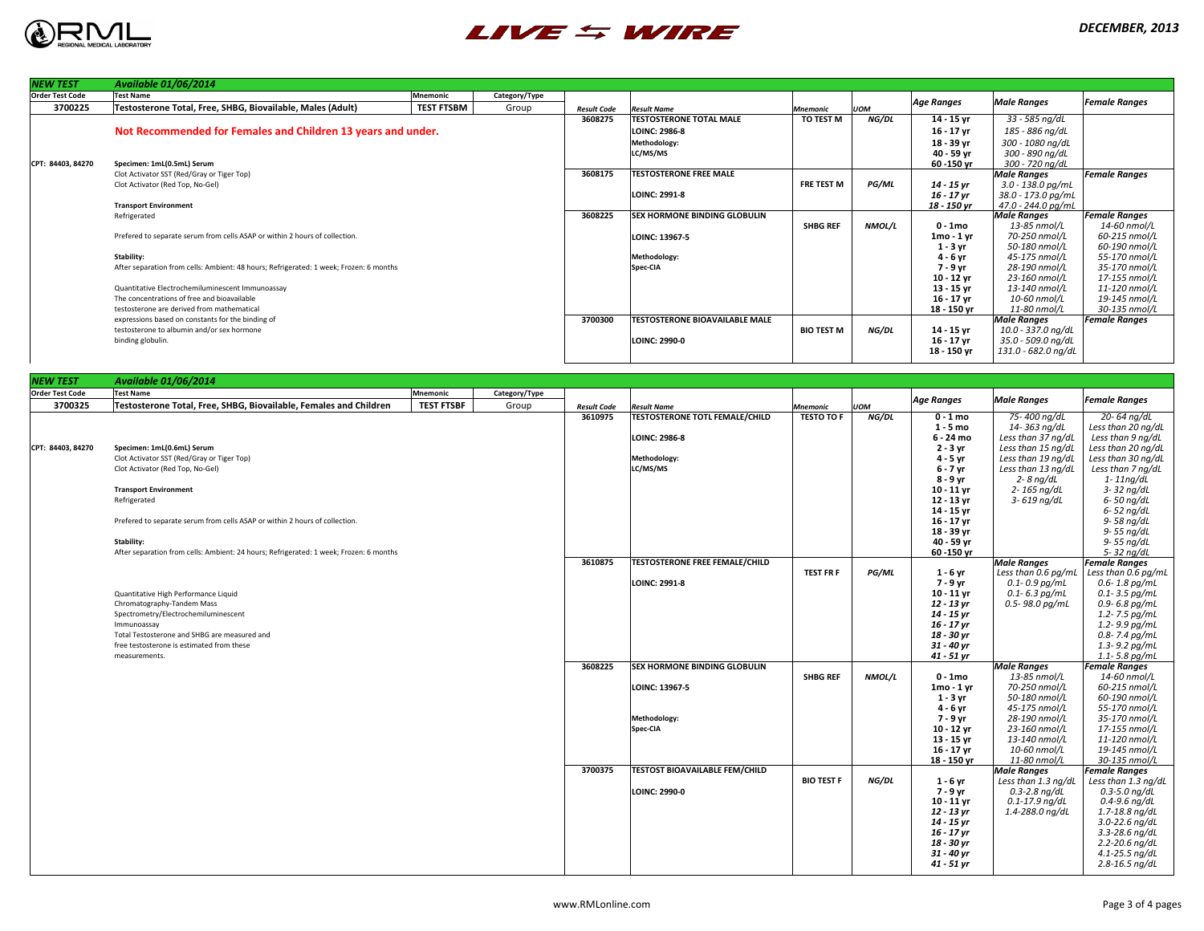## NEW TEST — Available 01/06/2014

| Order Test Code | Test Name | Mnemonic | Category/Type |
|---|---|---|---|
| 3700225 | Testosterone Total, Free, SHBG, Bioavailable, Males (Adult) | TEST FTSBM | Group |

**Not Recommended for Females and Children 13 years and under.**

CPT: 84403, 84270

**Specimen: 1mL(0.5mL) Serum**
Clot Activator SST (Red/Gray or Tiger Top)
Clot Activator (Red Top, No-Gel)

**Transport Environment**
Refrigerated

Prefered to separate serum from cells ASAP or within 2 hours of collection.

**Stability:**
After separation from cells: Ambient: 48 hours; Refrigerated: 1 week; Frozen: 6 months

Quantitative Electrochemiluminescent Immunoassay
The concentrations of free and bioavailable testosterone are derived from mathematical expressions based on constants for the binding of testosterone to albumin and/or sex hormone binding globulin.

| Result Code | Result Name | Mnemonic | UOM | Age Ranges | Male Ranges | Female Ranges |
|---|---|---|---|---|---|---|
| 3608275 | TESTOSTERONE TOTAL MALE | TO TEST M | NG/DL | 14 - 15 yr | 33 - 585 ng/dL | |
| | LOINC: 2986-8 | | | 16 - 17 yr | 185 - 886 ng/dL | |
| | Methodology: | | | 18 - 39 yr | 300 - 1080 ng/dL | |
| | LC/MS/MS | | | 40 - 59 yr | 300 - 890 ng/dL | |
| | | | | 60 -150 yr | 300 - 720 ng/dL | |
| 3608175 | TESTOSTERONE FREE MALE | FRE TEST M | PG/ML | | Male Ranges | Female Ranges |
| | | | | 14 - 15 yr | 3.0 - 138.0 pg/mL | |
| | LOINC: 2991-8 | | | 16 - 17 yr | 38.0 - 173.0 pg/mL | |
| | | | | 18 - 150 yr | 47.0 - 244.0 pg/mL | |
| 3608225 | SEX HORMONE BINDING GLOBULIN | SHBG REF | NMOL/L | | Male Ranges | Female Ranges |
| | | | | 0 - 1mo | 13-85 nmol/L | 14-60 nmol/L |
| | LOINC: 13967-5 | | | 1mo - 1 yr | 70-250 nmol/L | 60-215 nmol/L |
| | | | | 1 - 3 yr | 50-180 nmol/L | 60-190 nmol/L |
| | Methodology: | | | 4 - 6 yr | 45-175 nmol/L | 55-170 nmol/L |
| | Spec-CIA | | | 7 - 9 yr | 28-190 nmol/L | 35-170 nmol/L |
| | | | | 10 - 12 yr | 23-160 nmol/L | 17-155 nmol/L |
| | | | | 13 - 15 yr | 13-140 nmol/L | 11-120 nmol/L |
| | | | | 16 - 17 yr | 10-60 nmol/L | 19-145 nmol/L |
| | | | | 18 - 150 yr | 11-80 nmol/L | 30-135 nmol/L |
| 3700300 | TESTOSTERONE BIOAVAILABLE MALE | BIO TEST M | NG/DL | | Male Ranges | Female Ranges |
| | | | | 14 - 15 yr | 10.0 - 337.0 ng/dL | |
| | LOINC: 2990-0 | | | 16 - 17 yr | 35.0 - 509.0 ng/dL | |
| | | | | 18 - 150 yr | 131.0 - 682.0 ng/dL | |

## NEW TEST — Available 01/06/2014

| Order Test Code | Test Name | Mnemonic | Category/Type |
|---|---|---|---|
| 3700325 | Testosterone Total, Free, SHBG, Bioavailable, Females and Children | TEST FTSBF | Group |

CPT: 84403, 84270

**Specimen: 1mL(0.6mL) Serum**
Clot Activator SST (Red/Gray or Tiger Top)
Clot Activator (Red Top, No-Gel)

**Transport Environment**
Refrigerated

Prefered to separate serum from cells ASAP or within 2 hours of collection.

**Stability:**
After separation from cells: Ambient: 24 hours; Refrigerated: 1 week; Frozen: 6 months

Quantitative High Performance Liquid Chromatography-Tandem Mass Spectrometry/Electrochemiluminescent Immunoassay
Total Testosterone and SHBG are measured and free testosterone is estimated from these measurements.

| Result Code | Result Name | Mnemonic | UOM | Age Ranges | Male Ranges | Female Ranges |
|---|---|---|---|---|---|---|
| 3610975 | TESTOSTERONE TOTL FEMALE/CHILD | TESTO TO F | NG/DL | 0 - 1 mo | 75- 400 ng/dL | 20- 64 ng/dL |
| | | | | 1 - 5 mo | 14- 363 ng/dL | Less than 20 ng/dL |
| | LOINC: 2986-8 | | | 6 - 24 mo | Less than 37 ng/dL | Less than 9 ng/dL |
| | | | | 2 - 3 yr | Less than 15 ng/dL | Less than 20 ng/dL |
| | Methodology: | | | 4 - 5 yr | Less than 19 ng/dL | Less than 30 ng/dL |
| | LC/MS/MS | | | 6 - 7 yr | Less than 13 ng/dL | Less than 7 ng/dL |
| | | | | 8 - 9 yr | 2- 8 ng/dL | 1- 11ng/dL |
| | | | | 10 - 11 yr | 2- 165 ng/dL | 3- 32 ng/dL |
| | | | | 12 - 13 yr | 3- 619 ng/dL | 6- 50 ng/dL |
| | | | | 14 - 15 yr | | 6- 52 ng/dL |
| | | | | 16 - 17 yr | | 9- 58 ng/dL |
| | | | | 18 - 39 yr | | 9- 55 ng/dL |
| | | | | 40 - 59 yr | | 9- 55 ng/dL |
| | | | | 60 -150 yr | | 5- 32 ng/dL |
| 3610875 | TESTOSTERONE FREE FEMALE/CHILD | TEST FR F | PG/ML | | Male Ranges | Female Ranges |
| | | | | 1 - 6 yr | Less than 0.6 pg/mL | Less than 0.6 pg/mL |
| | LOINC: 2991-8 | | | 7 - 9 yr | 0.1- 0.9 pg/mL | 0.6- 1.8 pg/mL |
| | | | | 10 - 11 yr | 0.1- 6.3 pg/mL | 0.1- 3.5 pg/mL |
| | | | | 12 - 13 yr | 0.5- 98.0 pg/mL | 0.9- 6.8 pg/mL |
| | | | | 14 - 15 yr | | 1.2- 7.5 pg/mL |
| | | | | 16 - 17 yr | | 1.2- 9.9 pg/mL |
| | | | | 18 - 30 yr | | 0.8- 7.4 pg/mL |
| | | | | 31 - 40 yr | | 1.3- 9.2 pg/mL |
| | | | | 41 - 51 yr | | 1.1- 5.8 pg/mL |
| 3608225 | SEX HORMONE BINDING GLOBULIN | SHBG REF | NMOL/L | | Male Ranges | Female Ranges |
| | | | | 0 - 1mo | 13-85 nmol/L | 14-60 nmol/L |
| | LOINC: 13967-5 | | | 1mo - 1 yr | 70-250 nmol/L | 60-215 nmol/L |
| | | | | 1 - 3 yr | 50-180 nmol/L | 60-190 nmol/L |
| | | | | 4 - 6 yr | 45-175 nmol/L | 55-170 nmol/L |
| | Methodology: | | | 7 - 9 yr | 28-190 nmol/L | 35-170 nmol/L |
| | Spec-CIA | | | 10 - 12 yr | 23-160 nmol/L | 17-155 nmol/L |
| | | | | 13 - 15 yr | 13-140 nmol/L | 11-120 nmol/L |
| | | | | 16 - 17 yr | 10-60 nmol/L | 19-145 nmol/L |
| | | | | 18 - 150 yr | 11-80 nmol/L | 30-135 nmol/L |
| 3700375 | TESTOST BIOAVAILABLE FEM/CHILD | BIO TEST F | NG/DL | | Male Ranges | Female Ranges |
| | | | | 1 - 6 yr | Less than 1.3 ng/dL | Less than 1.3 ng/dL |
| | LOINC: 2990-0 | | | 7 - 9 yr | 0.3-2.8 ng/dL | 0.3-5.0 ng/dL |
| | | | | 10 - 11 yr | 0.1-17.9 ng/dL | 0.4-9.6 ng/dL |
| | | | | 12 - 13 yr | 1.4-288.0 ng/dL | 1.7-18.8 ng/dL |
| | | | | 14 - 15 yr | | 3.0-22.6 ng/dL |
| | | | | 16 - 17 yr | | 3.3-28.6 ng/dL |
| | | | | 18 - 30 yr | | 2.2-20.6 ng/dL |
| | | | | 31 - 40 yr | | 4.1-25.5 ng/dL |
| | | | | 41 - 51 yr | | 2.8-16.5 ng/dL |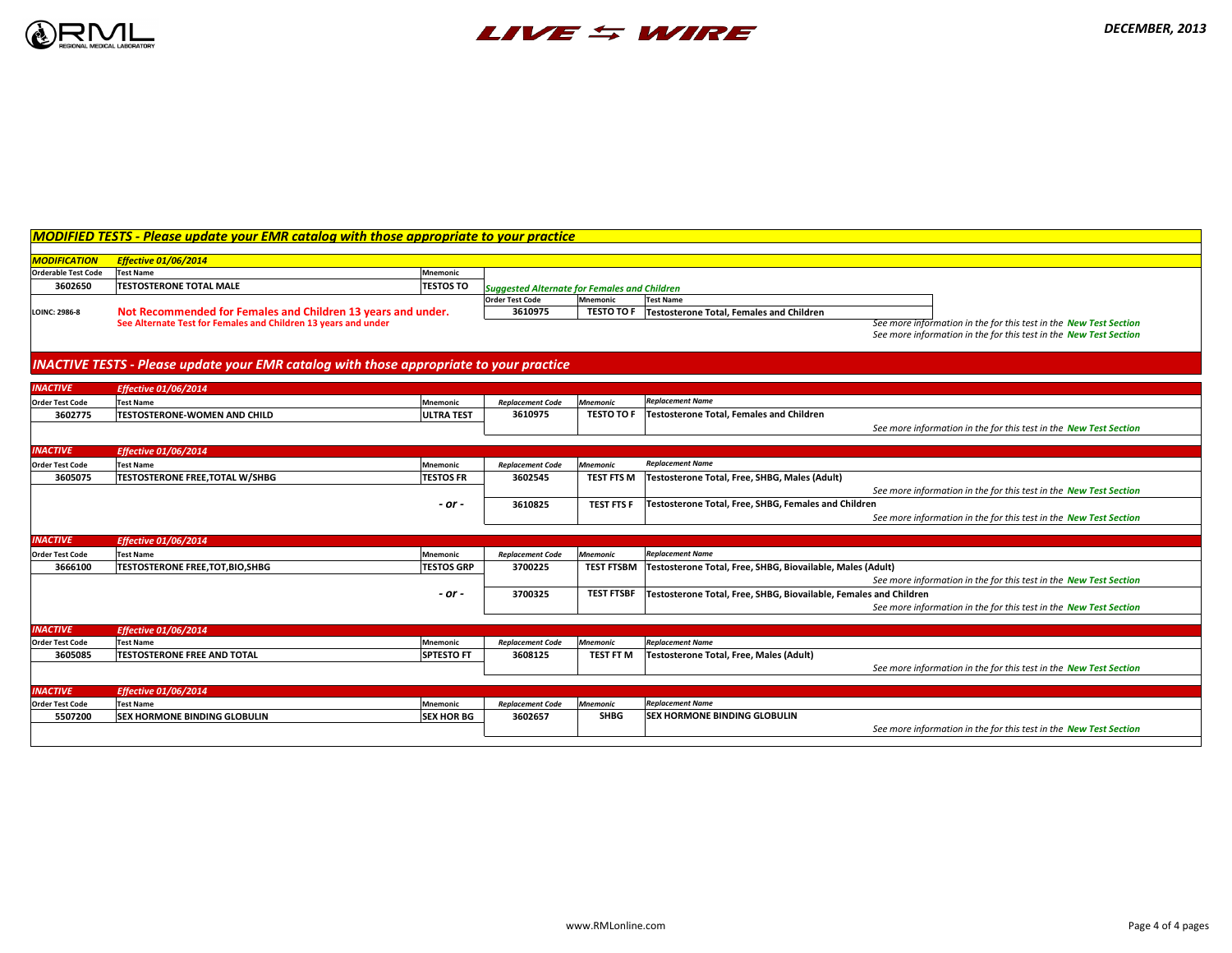## MODIFIED TESTS - Please update your EMR catalog with those appropriate to your practice

**MODIFICATION** *Effective 01/06/2014*

| Orderable Test Code | Test Name | Mnemonic |
|---|---|---|
| 3602650 | TESTOSTERONE TOTAL MALE | TESTOS TO |

LOINC: 2986-8

**Not Recommended for Females and Children 13 years and under.**
**See Alternate Test for Females and Children 13 years and under**

*Suggested Alternate for Females and Children*

| Order Test Code | Mnemonic | Test Name |
|---|---|---|
| 3610975 | TESTO TO F | Testosterone Total, Females and Children |

*See more information in the for this test in the* ***New Test Section***
*See more information in the for this test in the* ***New Test Section***

## INACTIVE TESTS - Please update your EMR catalog with those appropriate to your practice

**INACTIVE** *Effective 01/06/2014*

| Order Test Code | Test Name | Mnemonic | Replacement Code | Mnemonic | Replacement Name |
|---|---|---|---|---|---|
| 3602775 | TESTOSTERONE-WOMEN AND CHILD | ULTRA TEST | 3610975 | TESTO TO F | Testosterone Total, Females and Children |

*See more information in the for this test in the* ***New Test Section***

**INACTIVE** *Effective 01/06/2014*

| Order Test Code | Test Name | Mnemonic | Replacement Code | Mnemonic | Replacement Name |
|---|---|---|---|---|---|
| 3605075 | TESTOSTERONE FREE,TOTAL W/SHBG | TESTOS FR | 3602545 | TEST FTS M | Testosterone Total, Free, SHBG, Males (Adult) |
| | | *- or -* | 3610825 | TEST FTS F | Testosterone Total, Free, SHBG, Females and Children |

*See more information in the for this test in the* ***New Test Section***
*See more information in the for this test in the* ***New Test Section***

**INACTIVE** *Effective 01/06/2014*

| Order Test Code | Test Name | Mnemonic | Replacement Code | Mnemonic | Replacement Name |
|---|---|---|---|---|---|
| 3666100 | TESTOSTERONE FREE,TOT,BIO,SHBG | TESTOS GRP | 3700225 | TEST FTSBM | Testosterone Total, Free, SHBG, Biovailable, Males (Adult) |
| | | *- or -* | 3700325 | TEST FTSBF | Testosterone Total, Free, SHBG, Biovailable, Females and Children |

*See more information in the for this test in the* ***New Test Section***
*See more information in the for this test in the* ***New Test Section***

**INACTIVE** *Effective 01/06/2014*

| Order Test Code | Test Name | Mnemonic | Replacement Code | Mnemonic | Replacement Name |
|---|---|---|---|---|---|
| 3605085 | TESTOSTERONE FREE AND TOTAL | SPTESTO FT | 3608125 | TEST FT M | Testosterone Total, Free, Males (Adult) |

*See more information in the for this test in the* ***New Test Section***

**INACTIVE** *Effective 01/06/2014*

| Order Test Code | Test Name | Mnemonic | Replacement Code | Mnemonic | Replacement Name |
|---|---|---|---|---|---|
| 5507200 | SEX HORMONE BINDING GLOBULIN | SEX HOR BG | 3602657 | SHBG | SEX HORMONE BINDING GLOBULIN |

*See more information in the for this test in the* ***New Test Section***